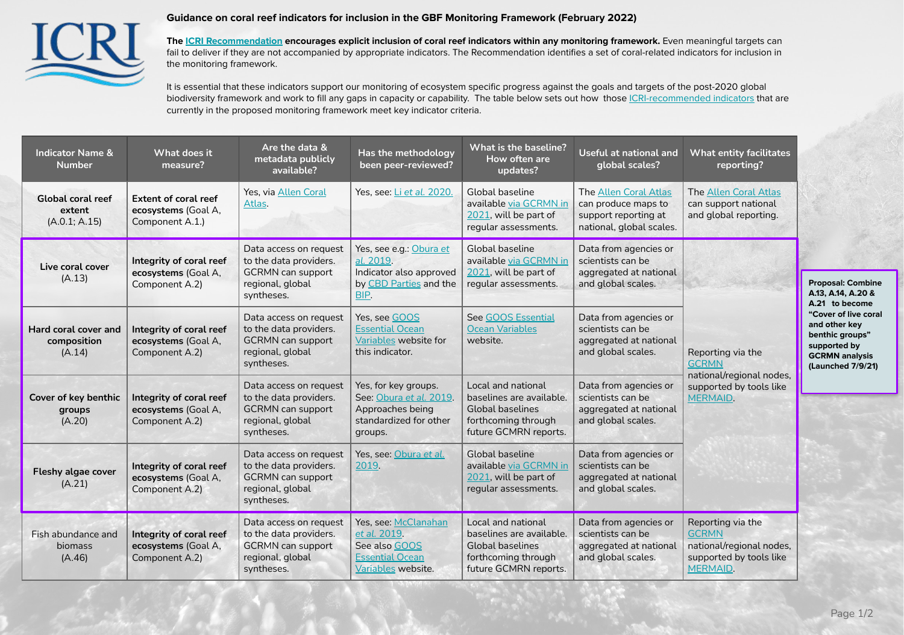# Guidance on coral reef indicators for inclusion in the GBF Monitoring Framework (February 2022)

**The ICRI Recommendation encourages explicit inclusion of coral reef indicators within any monitoring framework.** Even meaningful targets can fail to deliver if they are not accompanied by appropriate indicators. The Recommendation identifies a set of coral-related indicators for inclusion in the monitoring framework.

It is essential that these indicators support our monitoring of ecosystem specific progress against the goals and targets of the post-2020 global biodiversity framework and work to fill any gaps in capacity or capability. The table below sets out how those ICRI-recommended indicators that are currently in the proposed monitoring framework meet key indicator criteria.

| Indicator Name & Number | What does it measure? | Are the data & metadata publicly available? | Has the methodology been peer-reviewed? | What is the baseline? How often are updates? | Useful at national and global scales? | What entity facilitates reporting? |
|---|---|---|---|---|---|---|
| **Global coral reef extent** (A.0.1; A.15) | **Extent of coral reef ecosystems** (Goal A, Component A.1.) | Yes, via Allen Coral Atlas. | Yes, see: Li *et al.* 2020. | Global baseline available via GCRMN in 2021, will be part of regular assessments. | The Allen Coral Atlas can produce maps to support reporting at national, global scales. | The Allen Coral Atlas can support national and global reporting. |
| **Live coral cover** (A.13) | **Integrity of coral reef ecosystems** (Goal A, Component A.2) | Data access on request to the data providers. GCRMN can support regional, global syntheses. | Yes, see e.g.: Obura *et al.* 2019. Indicator also approved by CBD Parties and the BIP. | Global baseline available via GCRMN in 2021, will be part of regular assessments. | Data from agencies or scientists can be aggregated at national and global scales. | Reporting via the GCRMN national/regional nodes, supported by tools like MERMAID. |
| **Hard coral cover and composition** (A.14) | **Integrity of coral reef ecosystems** (Goal A, Component A.2) | Data access on request to the data providers. GCRMN can support regional, global syntheses. | Yes, see GOOS Essential Ocean Variables website for this indicator. | See GOOS Essential Ocean Variables website. | Data from agencies or scientists can be aggregated at national and global scales. | Reporting via the GCRMN national/regional nodes, supported by tools like MERMAID. |
| **Cover of key benthic groups** (A.20) | **Integrity of coral reef ecosystems** (Goal A, Component A.2) | Data access on request to the data providers. GCRMN can support regional, global syntheses. | Yes, for key groups. See: Obura *et al.* 2019. Approaches being standardized for other groups. | Local and national baselines are available. Global baselines forthcoming through future GCMRN reports. | Data from agencies or scientists can be aggregated at national and global scales. | Reporting via the GCRMN national/regional nodes, supported by tools like MERMAID. |
| **Fleshy algae cover** (A.21) | **Integrity of coral reef ecosystems** (Goal A, Component A.2) | Data access on request to the data providers. GCRMN can support regional, global syntheses. | Yes, see: Obura *et al.* 2019. | Global baseline available via GCRMN in 2021, will be part of regular assessments. | Data from agencies or scientists can be aggregated at national and global scales. | Reporting via the GCRMN national/regional nodes, supported by tools like MERMAID. |
| Fish abundance and biomass (A.46) | **Integrity of coral reef ecosystems** (Goal A, Component A.2) | Data access on request to the data providers. GCRMN can support regional, global syntheses. | Yes, see: McClanahan *et al.* 2019. See also GOOS Essential Ocean Variables website. | Local and national baselines are available. Global baselines forthcoming through future GCMRN reports. | Data from agencies or scientists can be aggregated at national and global scales. | Reporting via the GCRMN national/regional nodes, supported by tools like MERMAID. |

**Proposal: Combine A.13, A.14, A.20 & A.21 to become "Cover of live coral and other key benthic groups" supported by GCRMN analysis (Launched 7/9/21)**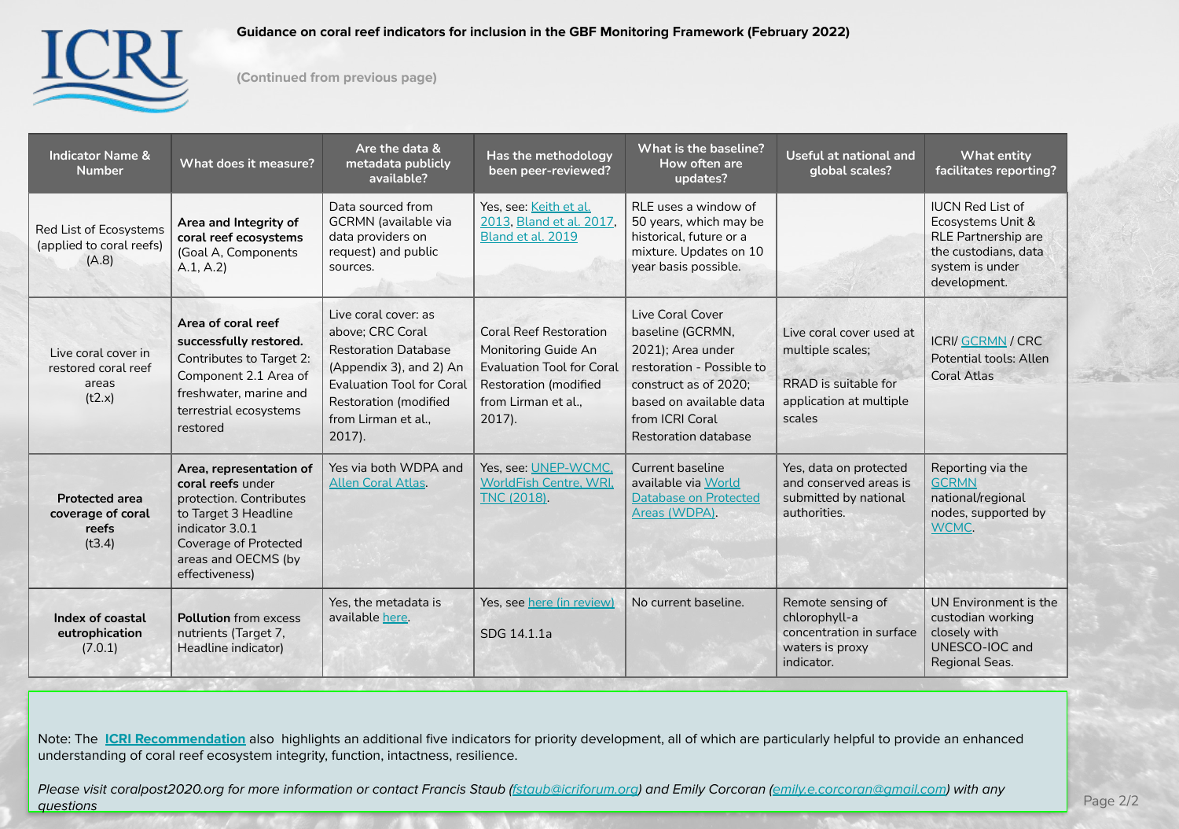**Guidance on coral reef indicators for inclusion in the GBF Monitoring Framework (February 2022)**

(Continued from previous page)

| Indicator Name & Number | What does it measure? | Are the data & metadata publicly available? | Has the methodology been peer-reviewed? | What is the baseline? How often are updates? | Useful at national and global scales? | What entity facilitates reporting? |
|---|---|---|---|---|---|---|
| Red List of Ecosystems (applied to coral reefs) (A.8) | **Area and Integrity of coral reef ecosystems** (Goal A, Components A.1, A.2) | Data sourced from GCRMN (available via data providers on request) and public sources. | Yes, see: Keith et al. 2013, Bland et al. 2017, Bland et al. 2019 | RLE uses a window of 50 years, which may be historical, future or a mixture. Updates on 10 year basis possible. | | IUCN Red List of Ecosystems Unit & RLE Partnership are the custodians, data system is under development. |
| Live coral cover in restored coral reef areas (t2.x) | **Area of coral reef successfully restored.** Contributes to Target 2: Component 2.1 Area of freshwater, marine and terrestrial ecosystems restored | Live coral cover: as above; CRC Coral Restoration Database (Appendix 3), and 2) An Evaluation Tool for Coral Restoration (modified from Lirman et al., 2017). | Coral Reef Restoration Monitoring Guide An Evaluation Tool for Coral Restoration (modified from Lirman et al., 2017). | Live Coral Cover baseline (GCRMN, 2021); Area under restoration - Possible to construct as of 2020; based on available data from ICRI Coral Restoration database | Live coral cover used at multiple scales;<br><br>RRAD is suitable for application at multiple scales | ICRI/ GCRMN / CRC Potential tools: Allen Coral Atlas |
| **Protected area coverage of coral reefs** (t3.4) | **Area, representation of coral reefs** under protection. Contributes to Target 3 Headline indicator 3.0.1 Coverage of Protected areas and OECMS (by effectiveness) | Yes via both WDPA and Allen Coral Atlas. | Yes, see: UNEP-WCMC, WorldFish Centre, WRI, TNC (2018). | Current baseline available via World Database on Protected Areas (WDPA). | Yes, data on protected and conserved areas is submitted by national authorities. | Reporting via the GCRMN national/regional nodes, supported by WCMC. |
| **Index of coastal eutrophication** (7.0.1) | **Pollution** from excess nutrients (Target 7, Headline indicator) | Yes, the metadata is available here. | Yes, see here (in review)<br><br>SDG 14.1.1a | No current baseline. | Remote sensing of chlorophyll-a concentration in surface waters is proxy indicator. | UN Environment is the custodian working closely with UNESCO-IOC and Regional Seas. |

Note: The **ICRI Recommendation** also highlights an additional five indicators for priority development, all of which are particularly helpful to provide an enhanced understanding of coral reef ecosystem integrity, function, intactness, resilience.

*Please visit coralpost2020.org for more information or contact Francis Staub (fstaub@icriforum.org) and Emily Corcoran (emily.e.corcoran@gmail.com) with any questions*